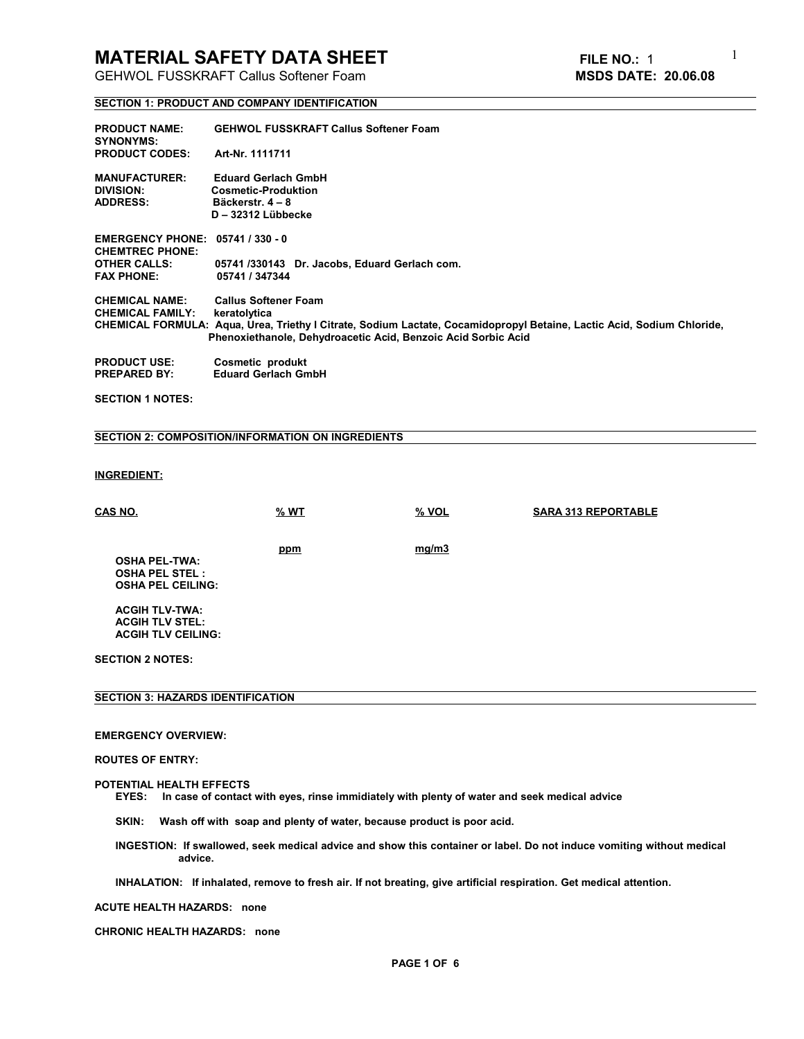# MATERIAL SAFETY DATA SHEET

GEHWOL FUSSKRAFT Callus Softener Foam

**FILE NO.:** 1

**MSDS DATE: 20.06.08**

## SECTION 1: PRODUCT AND COMPANY IDENTIFICATION

**PRODUCT NAME:** **GEHWOL FUSSKRAFT Callus Softener Foam**
**SYNONYMS:**
**PRODUCT CODES:** **Art-Nr. 1111711**

**MANUFACTURER:** **Eduard Gerlach GmbH**
**DIVISION:** **Cosmetic-Produktion**
**ADDRESS:** **Bäckerstr. 4 – 8**
**D – 32312 Lübbecke**

**EMERGENCY PHONE:** **05741 / 330 - 0**
**CHEMTREC PHONE:**
**OTHER CALLS:** **05741 /330143 Dr. Jacobs, Eduard Gerlach com.**
**FAX PHONE:** **05741 / 347344**

**CHEMICAL NAME:** **Callus Softener Foam**
**CHEMICAL FAMILY:** **keratolytica**
**CHEMICAL FORMULA:** **Aqua, Urea, Triethy l Citrate, Sodium Lactate, Cocamidopropyl Betaine, Lactic Acid, Sodium Chloride, Phenoxiethanole, Dehydroacetic Acid, Benzoic Acid Sorbic Acid**

**PRODUCT USE:** **Cosmetic produkt**
**PREPARED BY:** **Eduard Gerlach GmbH**

**SECTION 1 NOTES:**

## SECTION 2: COMPOSITION/INFORMATION ON INGREDIENTS

**INGREDIENT:**

| CAS NO. | % WT | % VOL | SARA 313 REPORTABLE |
|---|---|---|---|
| | | | |

| | ppm | mg/m3 |
|---|---|---|
| **OSHA PEL-TWA:** | | |
| **OSHA PEL STEL :** | | |
| **OSHA PEL CEILING:** | | |
| **ACGIH TLV-TWA:** | | |
| **ACGIH TLV STEL:** | | |
| **ACGIH TLV CEILING:** | | |

**SECTION 2 NOTES:**

## SECTION 3: HAZARDS IDENTIFICATION

**EMERGENCY OVERVIEW:**

**ROUTES OF ENTRY:**

**POTENTIAL HEALTH EFFECTS**

**EYES:** **In case of contact with eyes, rinse immidiately with plenty of water and seek medical advice**

**SKIN:** **Wash off with soap and plenty of water, because product is poor acid.**

**INGESTION:** **If swallowed, seek medical advice and show this container or label. Do not induce vomiting without medical advice.**

**INHALATION:** **If inhaled, remove to fresh air. If not breating, give artificial respiration. Get medical attention.**

**ACUTE HEALTH HAZARDS:** **none**

**CHRONIC HEALTH HAZARDS:** **none**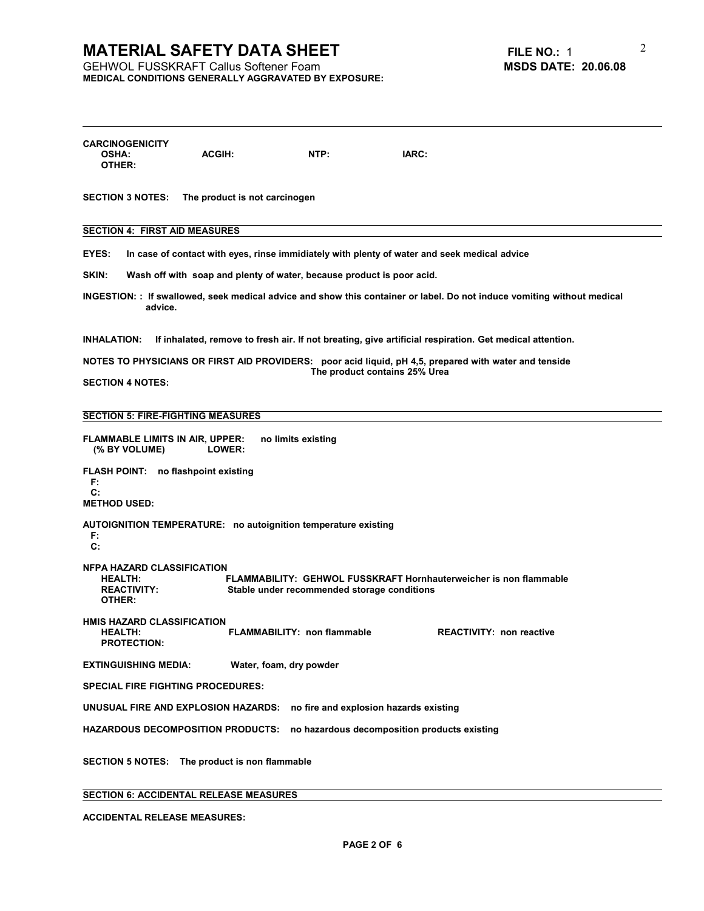# MATERIAL SAFETY DATA SHEET

**FILE NO.:** 1

GEHWOL FUSSKRAFT Callus Softener Foam

**MSDS DATE: 20.06.08**

**MEDICAL CONDITIONS GENERALLY AGGRAVATED BY EXPOSURE:**

---

**CARCINOGENICITY**

**OSHA:** **ACGIH:** **NTP:** **IARC:**

**OTHER:**

**SECTION 3 NOTES:** **The product is not carcinogen**

## SECTION 4: FIRST AID MEASURES

**EYES:** **In case of contact with eyes, rinse immidiately with plenty of water and seek medical advice**

**SKIN:** **Wash off with soap and plenty of water, because product is poor acid.**

**INGESTION: : If swallowed, seek medical advice and show this container or label. Do not induce vomiting without medical advice.**

**INHALATION:** **If inhaled, remove to fresh air. If not breating, give artificial respiration. Get medical attention.**

**NOTES TO PHYSICIANS OR FIRST AID PROVIDERS:** **poor acid liquid, pH 4,5, prepared with water and tenside**
**The product contains 25% Urea**

**SECTION 4 NOTES:**

## SECTION 5: FIRE-FIGHTING MEASURES

**FLAMMABLE LIMITS IN AIR, UPPER:** **no limits existing**
**(% BY VOLUME)** **LOWER:**

**FLASH POINT:** **no flashpoint existing**
**F:**
**C:**
**METHOD USED:**

**AUTOIGNITION TEMPERATURE:** **no autoignition temperature existing**
**F:**
**C:**

**NFPA HAZARD CLASSIFICATION**
**HEALTH:** **FLAMMABILITY: GEHWOL FUSSKRAFT Hornhauterweicher is non flammable**
**REACTIVITY:** **Stable under recommended storage conditions**
**OTHER:**

**HMIS HAZARD CLASSIFICATION**
**HEALTH:** **FLAMMABILITY: non flammable** **REACTIVITY: non reactive**
**PROTECTION:**

**EXTINGUISHING MEDIA:** **Water, foam, dry powder**

**SPECIAL FIRE FIGHTING PROCEDURES:**

**UNUSUAL FIRE AND EXPLOSION HAZARDS:** **no fire and explosion hazards existing**

**HAZARDOUS DECOMPOSITION PRODUCTS:** **no hazardous decomposition products existing**

**SECTION 5 NOTES:** **The product is non flammable**

## SECTION 6: ACCIDENTAL RELEASE MEASURES

**ACCIDENTAL RELEASE MEASURES:**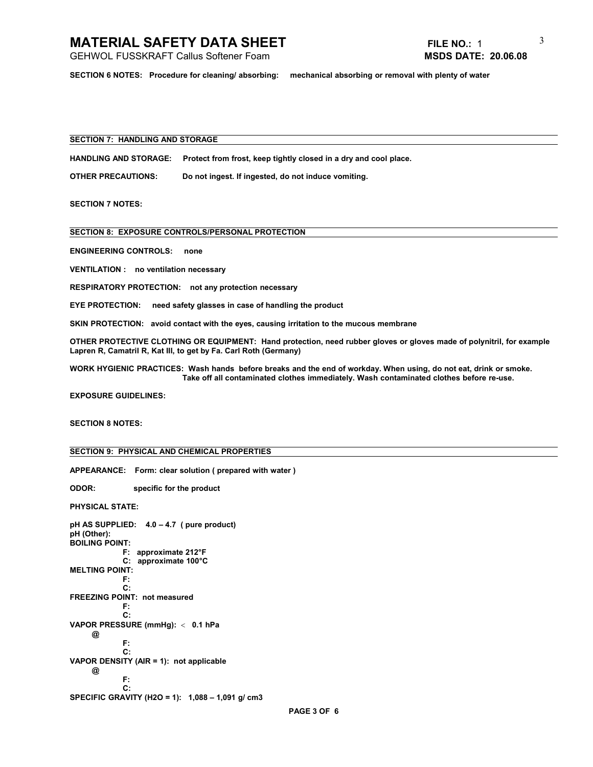**SECTION 6 NOTES: Procedure for cleaning/ absorbing: mechanical absorbing or removal with plenty of water**

## SECTION 7: HANDLING AND STORAGE

**HANDLING AND STORAGE: Protect from frost, keep tightly closed in a dry and cool place.**

**OTHER PRECAUTIONS: Do not ingest. If ingested, do not induce vomiting.**

**SECTION 7 NOTES:**

## SECTION 8: EXPOSURE CONTROLS/PERSONAL PROTECTION

**ENGINEERING CONTROLS: none**

**VENTILATION : no ventilation necessary**

**RESPIRATORY PROTECTION: not any protection necessary**

**EYE PROTECTION: need safety glasses in case of handling the product**

**SKIN PROTECTION: avoid contact with the eyes, causing irritation to the mucous membrane**

**OTHER PROTECTIVE CLOTHING OR EQUIPMENT: Hand protection, need rubber gloves or gloves made of polynitril, for example Lapren R, Camatril R, Kat III, to get by Fa. Carl Roth (Germany)**

**WORK HYGIENIC PRACTICES: Wash hands before breaks and the end of workday. When using, do not eat, drink or smoke. Take off all contaminated clothes immediately. Wash contaminated clothes before re-use.**

**EXPOSURE GUIDELINES:**

**SECTION 8 NOTES:**

## SECTION 9: PHYSICAL AND CHEMICAL PROPERTIES

**APPEARANCE: Form: clear solution ( prepared with water )**

**ODOR: specific for the product**

**PHYSICAL STATE:**

**pH AS SUPPLIED: 4.0 – 4.7 ( pure product)**
**pH (Other):**
**BOILING POINT:**
**F: approximate 212°F**
**C: approximate 100°C**
**MELTING POINT:**
**F:**
**C:**
**FREEZING POINT: not measured**
**F:**
**C:**
**VAPOR PRESSURE (mmHg): < 0.1 hPa**
**@**
**F:**
**C:**
**VAPOR DENSITY (AIR = 1): not applicable**
**@**
**F:**
**C:**
**SPECIFIC GRAVITY ($H_2O$ = 1): 1,088 – 1,091 g/ cm3**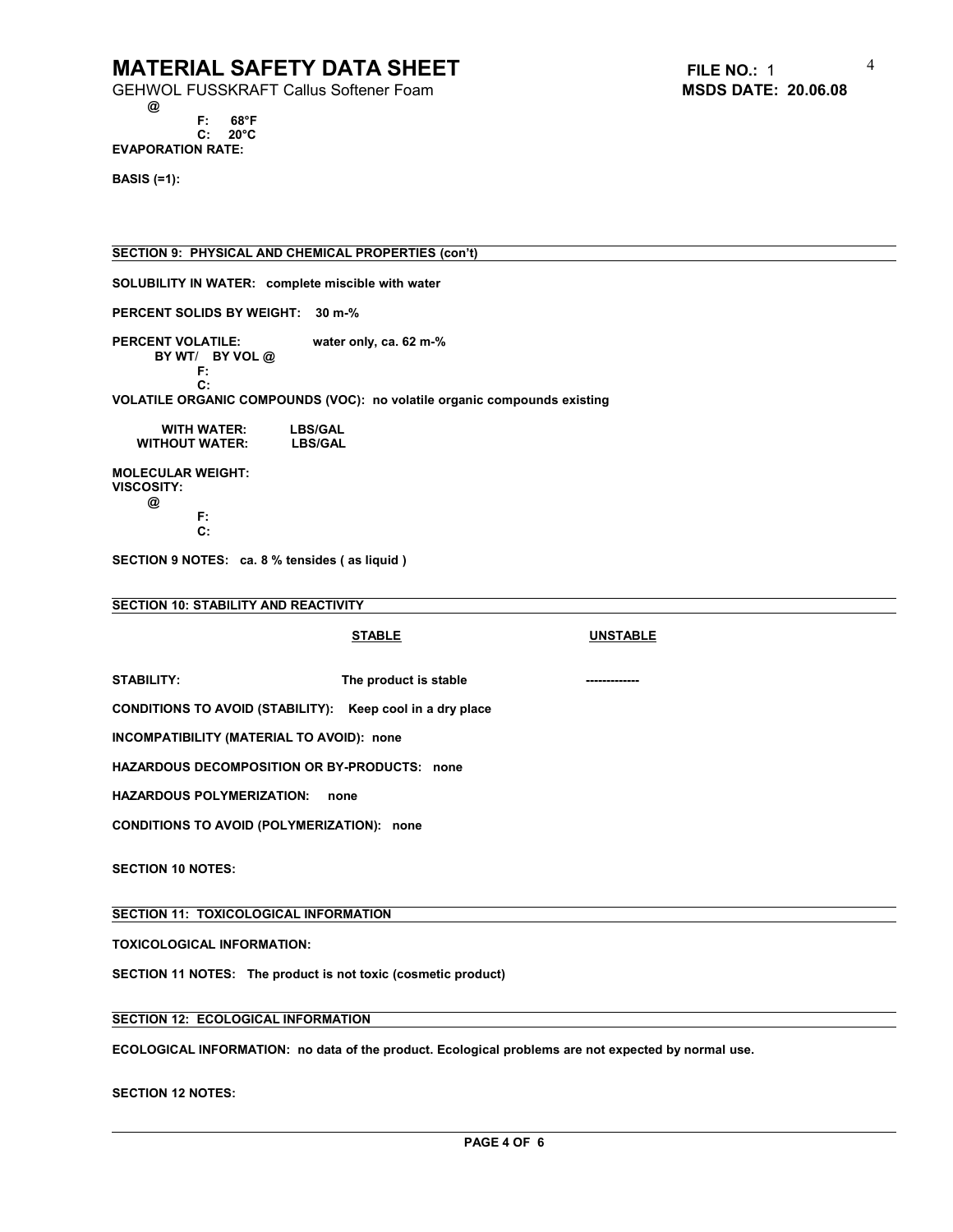**@**

**F: 68°F**
**C: 20°C**

**EVAPORATION RATE:**

**BASIS (=1):**

## SECTION 9: PHYSICAL AND CHEMICAL PROPERTIES (con't)

**SOLUBILITY IN WATER: complete miscible with water**

**PERCENT SOLIDS BY WEIGHT: 30 m-%**

**PERCENT VOLATILE: water only, ca. 62 m-%**
**BY WT/ BY VOL @**
**F:**
**C:**

**VOLATILE ORGANIC COMPOUNDS (VOC): no volatile organic compounds existing**

**WITH WATER: LBS/GAL**
**WITHOUT WATER: LBS/GAL**

**MOLECULAR WEIGHT:**
**VISCOSITY:**
**@**
**F:**
**C:**

**SECTION 9 NOTES: ca. 8 % tensides ( as liquid )**

## SECTION 10: STABILITY AND REACTIVITY

| | STABLE | UNSTABLE |
|---|---|---|
| **STABILITY:** | **The product is stable** | **-------------** |

**CONDITIONS TO AVOID (STABILITY): Keep cool in a dry place**

**INCOMPATIBILITY (MATERIAL TO AVOID): none**

**HAZARDOUS DECOMPOSITION OR BY-PRODUCTS: none**

**HAZARDOUS POLYMERIZATION: none**

**CONDITIONS TO AVOID (POLYMERIZATION): none**

**SECTION 10 NOTES:**

## SECTION 11: TOXICOLOGICAL INFORMATION

**TOXICOLOGICAL INFORMATION:**

**SECTION 11 NOTES: The product is not toxic (cosmetic product)**

## SECTION 12: ECOLOGICAL INFORMATION

**ECOLOGICAL INFORMATION: no data of the product. Ecological problems are not expected by normal use.**

**SECTION 12 NOTES:**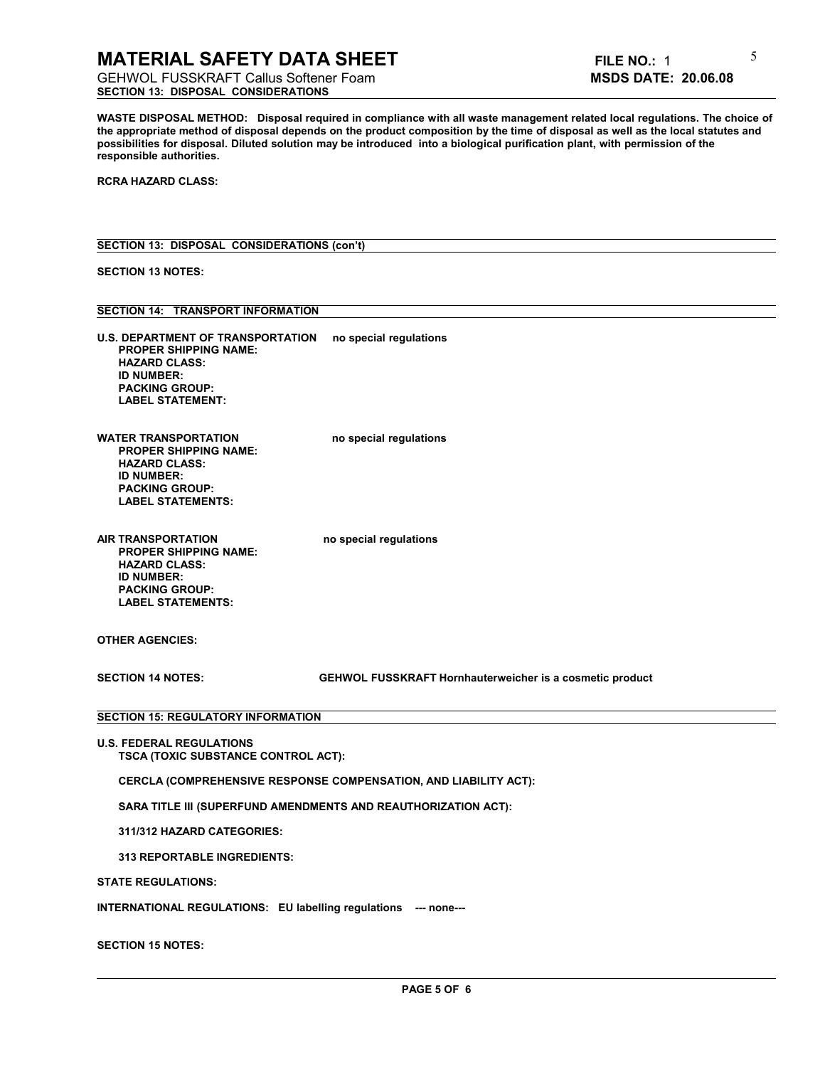# MATERIAL SAFETY DATA SHEET

**FILE NO.:** 1

GEHWOL FUSSKRAFT Callus Softener Foam

**MSDS DATE: 20.06.08**

## SECTION 13: DISPOSAL CONSIDERATIONS

**WASTE DISPOSAL METHOD: Disposal required in compliance with all waste management related local regulations. The choice of the appropriate method of disposal depends on the product composition by the time of disposal as well as the local statutes and possibilities for disposal. Diluted solution may be introduced into a biological purification plant, with permission of the responsible authorities.**

**RCRA HAZARD CLASS:**

## SECTION 13: DISPOSAL CONSIDERATIONS (con't)

**SECTION 13 NOTES:**

## SECTION 14: TRANSPORT INFORMATION

**U.S. DEPARTMENT OF TRANSPORTATION** **no special regulations**

- **PROPER SHIPPING NAME:**
- **HAZARD CLASS:**
- **ID NUMBER:**
- **PACKING GROUP:**
- **LABEL STATEMENT:**

**WATER TRANSPORTATION** **no special regulations**

- **PROPER SHIPPING NAME:**
- **HAZARD CLASS:**
- **ID NUMBER:**
- **PACKING GROUP:**
- **LABEL STATEMENTS:**

**AIR TRANSPORTATION** **no special regulations**

- **PROPER SHIPPING NAME:**
- **HAZARD CLASS:**
- **ID NUMBER:**
- **PACKING GROUP:**
- **LABEL STATEMENTS:**

**OTHER AGENCIES:**

**SECTION 14 NOTES:** **GEHWOL FUSSKRAFT Hornhauterweicher is a cosmetic product**

## SECTION 15: REGULATORY INFORMATION

**U.S. FEDERAL REGULATIONS**

- **TSCA (TOXIC SUBSTANCE CONTROL ACT):**
- **CERCLA (COMPREHENSIVE RESPONSE COMPENSATION, AND LIABILITY ACT):**
- **SARA TITLE III (SUPERFUND AMENDMENTS AND REAUTHORIZATION ACT):**
- **311/312 HAZARD CATEGORIES:**
- **313 REPORTABLE INGREDIENTS:**

**STATE REGULATIONS:**

**INTERNATIONAL REGULATIONS: EU labelling regulations --- none---**

**SECTION 15 NOTES:**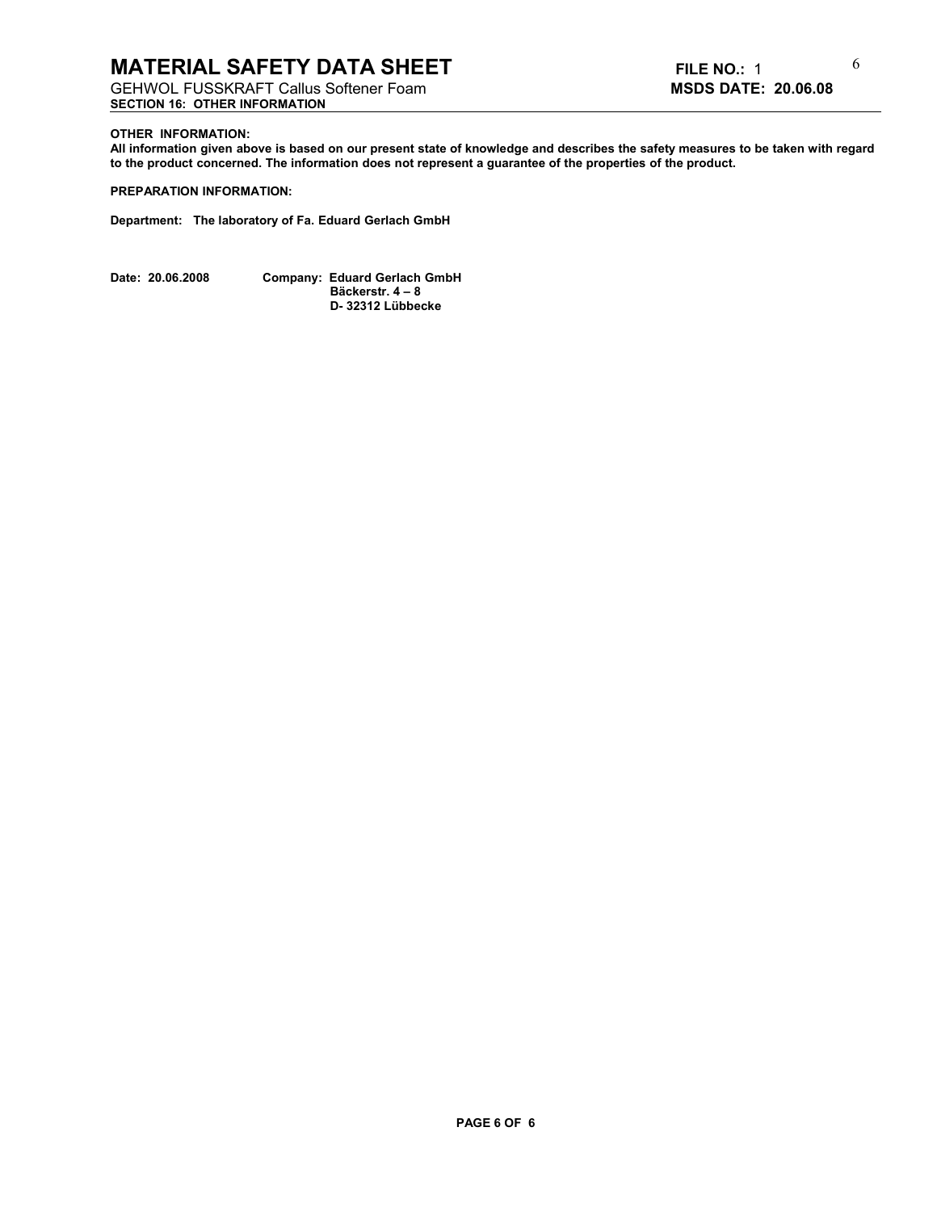## SECTION 16: OTHER INFORMATION

**OTHER INFORMATION:**

**All information given above is based on our present state of knowledge and describes the safety measures to be taken with regard to the product concerned. The information does not represent a guarantee of the properties of the product.**

**PREPARATION INFORMATION:**

**Department: The laboratory of Fa. Eduard Gerlach GmbH**

**Date: 20.06.2008**

**Company: Eduard Gerlach GmbH**
**Bäckerstr. 4 – 8**
**D- 32312 Lübbecke**